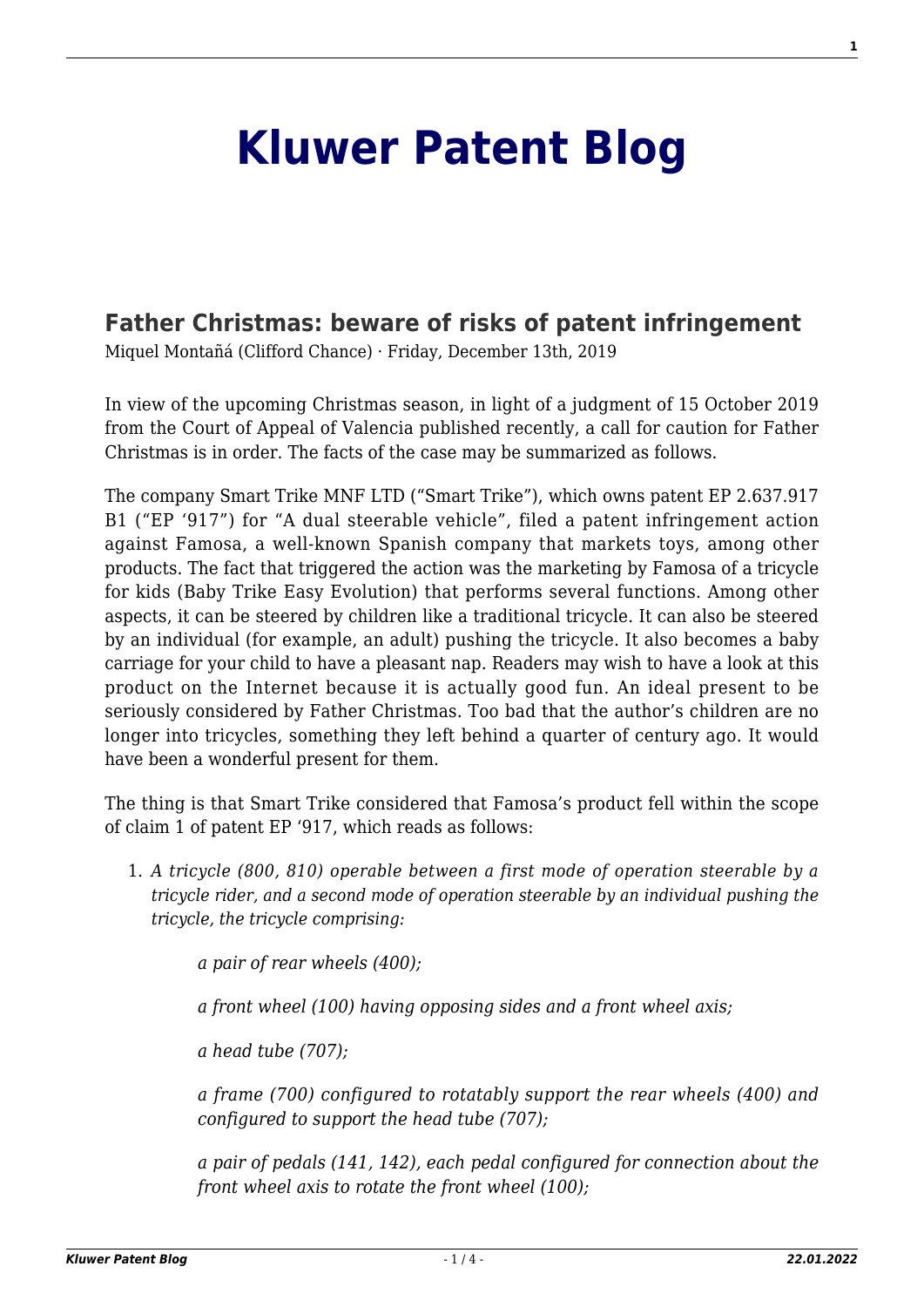# Kluwer Patent Blog

## Father Christmas: beware of risks of patent infringement

Miquel Montañá (Clifford Chance) · Friday, December 13th, 2019

In view of the upcoming Christmas season, in light of a judgment of 15 October 2019 from the Court of Appeal of Valencia published recently, a call for caution for Father Christmas is in order. The facts of the case may be summarized as follows.

The company Smart Trike MNF LTD ("Smart Trike"), which owns patent EP 2.637.917 B1 ("EP '917") for "A dual steerable vehicle", filed a patent infringement action against Famosa, a well-known Spanish company that markets toys, among other products. The fact that triggered the action was the marketing by Famosa of a tricycle for kids (Baby Trike Easy Evolution) that performs several functions. Among other aspects, it can be steered by children like a traditional tricycle. It can also be steered by an individual (for example, an adult) pushing the tricycle. It also becomes a baby carriage for your child to have a pleasant nap. Readers may wish to have a look at this product on the Internet because it is actually good fun. An ideal present to be seriously considered by Father Christmas. Too bad that the author's children are no longer into tricycles, something they left behind a quarter of century ago. It would have been a wonderful present for them.

The thing is that Smart Trike considered that Famosa's product fell within the scope of claim 1 of patent EP '917, which reads as follows:

1. *A tricycle (800, 810) operable between a first mode of operation steerable by a tricycle rider, and a second mode of operation steerable by an individual pushing the tricycle, the tricycle comprising:*

   *a pair of rear wheels (400);*

   *a front wheel (100) having opposing sides and a front wheel axis;*

   *a head tube (707);*

   *a frame (700) configured to rotatably support the rear wheels (400) and configured to support the head tube (707);*

   *a pair of pedals (141, 142), each pedal configured for connection about the front wheel axis to rotate the front wheel (100);*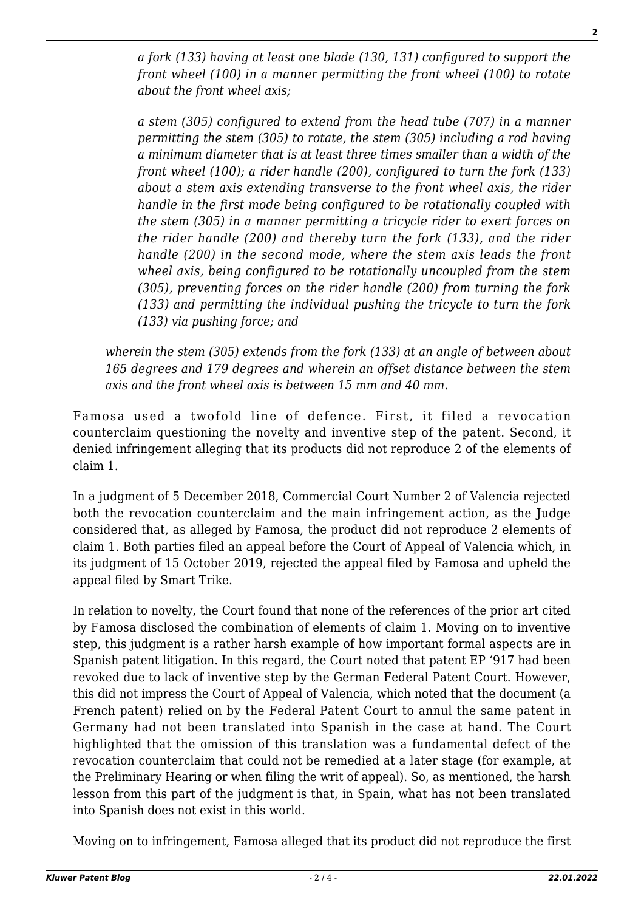*a fork (133) having at least one blade (130, 131) configured to support the front wheel (100) in a manner permitting the front wheel (100) to rotate about the front wheel axis;*

*a stem (305) configured to extend from the head tube (707) in a manner permitting the stem (305) to rotate, the stem (305) including a rod having a minimum diameter that is at least three times smaller than a width of the front wheel (100); a rider handle (200), configured to turn the fork (133) about a stem axis extending transverse to the front wheel axis, the rider handle in the first mode being configured to be rotationally coupled with the stem (305) in a manner permitting a tricycle rider to exert forces on the rider handle (200) and thereby turn the fork (133), and the rider handle (200) in the second mode, where the stem axis leads the front wheel axis, being configured to be rotationally uncoupled from the stem (305), preventing forces on the rider handle (200) from turning the fork (133) and permitting the individual pushing the tricycle to turn the fork (133) via pushing force; and*

*wherein the stem (305) extends from the fork (133) at an angle of between about 165 degrees and 179 degrees and wherein an offset distance between the stem axis and the front wheel axis is between 15 mm and 40 mm.*

Famosa used a twofold line of defence. First, it filed a revocation counterclaim questioning the novelty and inventive step of the patent. Second, it denied infringement alleging that its products did not reproduce 2 of the elements of claim 1.

In a judgment of 5 December 2018, Commercial Court Number 2 of Valencia rejected both the revocation counterclaim and the main infringement action, as the Judge considered that, as alleged by Famosa, the product did not reproduce 2 elements of claim 1. Both parties filed an appeal before the Court of Appeal of Valencia which, in its judgment of 15 October 2019, rejected the appeal filed by Famosa and upheld the appeal filed by Smart Trike.

In relation to novelty, the Court found that none of the references of the prior art cited by Famosa disclosed the combination of elements of claim 1. Moving on to inventive step, this judgment is a rather harsh example of how important formal aspects are in Spanish patent litigation. In this regard, the Court noted that patent EP '917 had been revoked due to lack of inventive step by the German Federal Patent Court. However, this did not impress the Court of Appeal of Valencia, which noted that the document (a French patent) relied on by the Federal Patent Court to annul the same patent in Germany had not been translated into Spanish in the case at hand. The Court highlighted that the omission of this translation was a fundamental defect of the revocation counterclaim that could not be remedied at a later stage (for example, at the Preliminary Hearing or when filing the writ of appeal). So, as mentioned, the harsh lesson from this part of the judgment is that, in Spain, what has not been translated into Spanish does not exist in this world.

Moving on to infringement, Famosa alleged that its product did not reproduce the first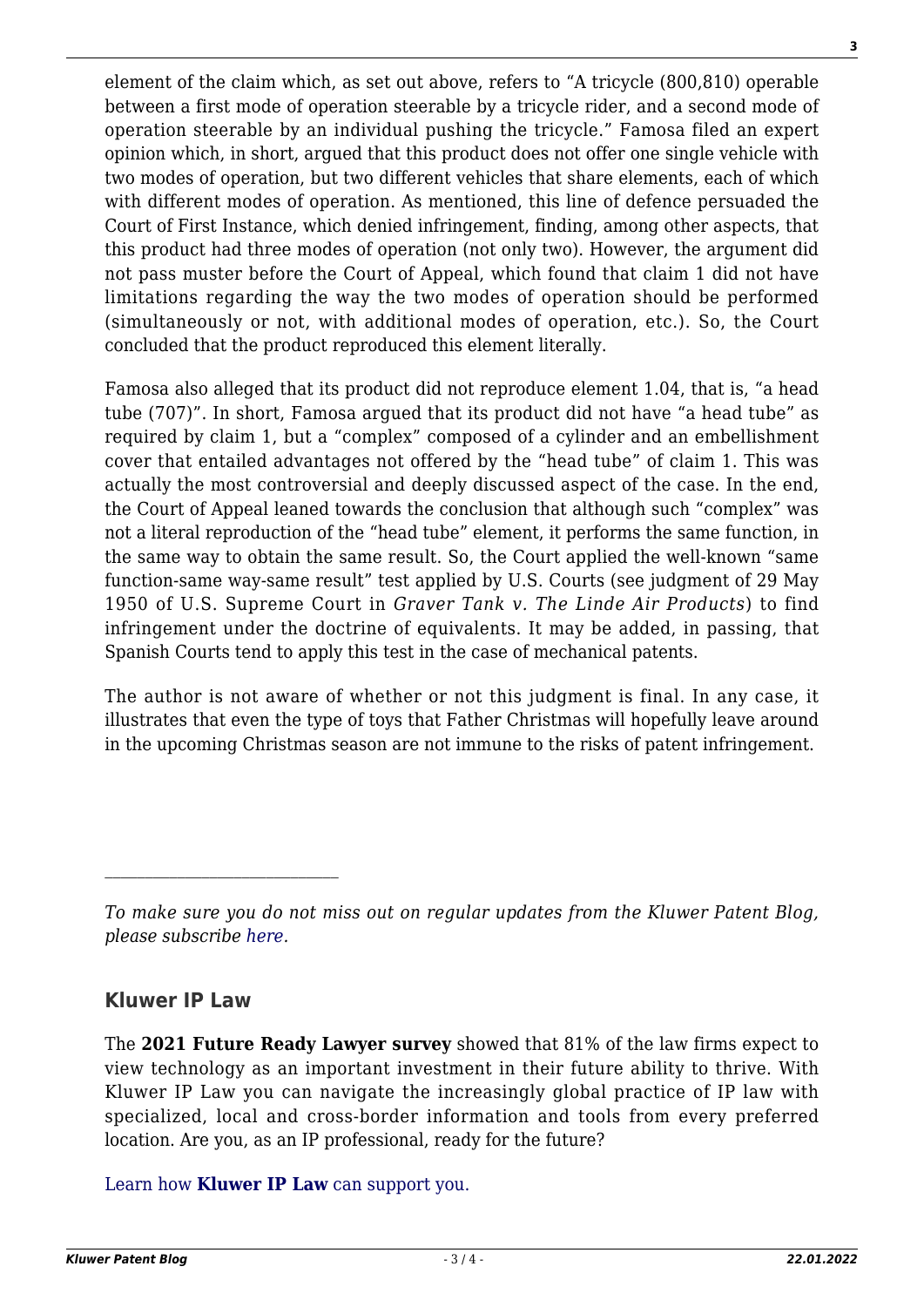element of the claim which, as set out above, refers to "A tricycle (800,810) operable between a first mode of operation steerable by a tricycle rider, and a second mode of operation steerable by an individual pushing the tricycle." Famosa filed an expert opinion which, in short, argued that this product does not offer one single vehicle with two modes of operation, but two different vehicles that share elements, each of which with different modes of operation. As mentioned, this line of defence persuaded the Court of First Instance, which denied infringement, finding, among other aspects, that this product had three modes of operation (not only two). However, the argument did not pass muster before the Court of Appeal, which found that claim 1 did not have limitations regarding the way the two modes of operation should be performed (simultaneously or not, with additional modes of operation, etc.). So, the Court concluded that the product reproduced this element literally.

Famosa also alleged that its product did not reproduce element 1.04, that is, "a head tube (707)". In short, Famosa argued that its product did not have "a head tube" as required by claim 1, but a "complex" composed of a cylinder and an embellishment cover that entailed advantages not offered by the "head tube" of claim 1. This was actually the most controversial and deeply discussed aspect of the case. In the end, the Court of Appeal leaned towards the conclusion that although such "complex" was not a literal reproduction of the "head tube" element, it performs the same function, in the same way to obtain the same result. So, the Court applied the well-known "same function-same way-same result" test applied by U.S. Courts (see judgment of 29 May 1950 of U.S. Supreme Court in *Graver Tank v. The Linde Air Products*) to find infringement under the doctrine of equivalents. It may be added, in passing, that Spanish Courts tend to apply this test in the case of mechanical patents.

The author is not aware of whether or not this judgment is final. In any case, it illustrates that even the type of toys that Father Christmas will hopefully leave around in the upcoming Christmas season are not immune to the risks of patent infringement.

---

*To make sure you do not miss out on regular updates from the Kluwer Patent Blog, please subscribe here.*

### Kluwer IP Law

The **2021 Future Ready Lawyer survey** showed that 81% of the law firms expect to view technology as an important investment in their future ability to thrive. With Kluwer IP Law you can navigate the increasingly global practice of IP law with specialized, local and cross-border information and tools from every preferred location. Are you, as an IP professional, ready for the future?

Learn how **Kluwer IP Law** can support you.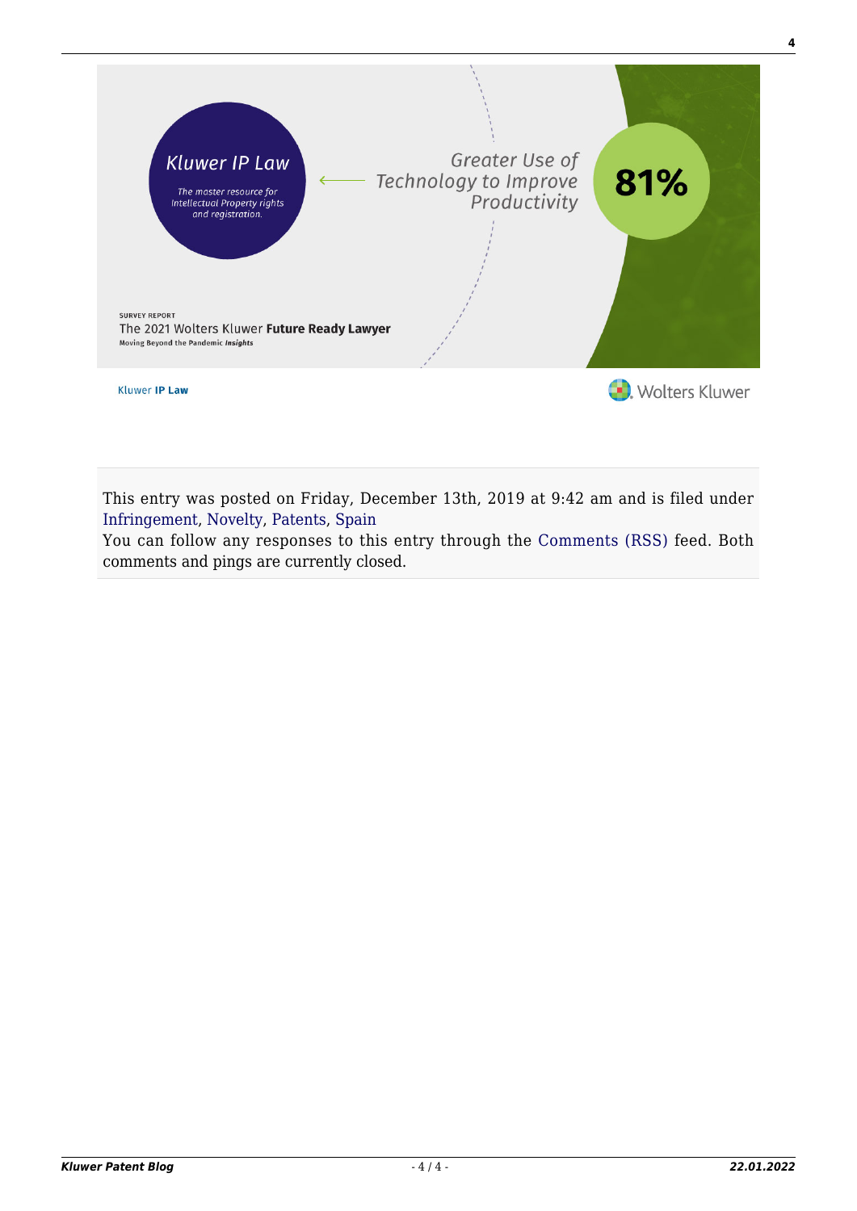Kluwer IP Law

The master resource for Intellectual Property rights and registration.

Greater Use of Technology to Improve Productivity

81%

SURVEY REPORT

The 2021 Wolters Kluwer **Future Ready Lawyer**

Moving Beyond the Pandemic *Insights*

Kluwer **IP Law**

Wolters Kluwer

This entry was posted on Friday, December 13th, 2019 at 9:42 am and is filed under Infringement, Novelty, Patents, Spain

You can follow any responses to this entry through the Comments (RSS) feed. Both comments and pings are currently closed.